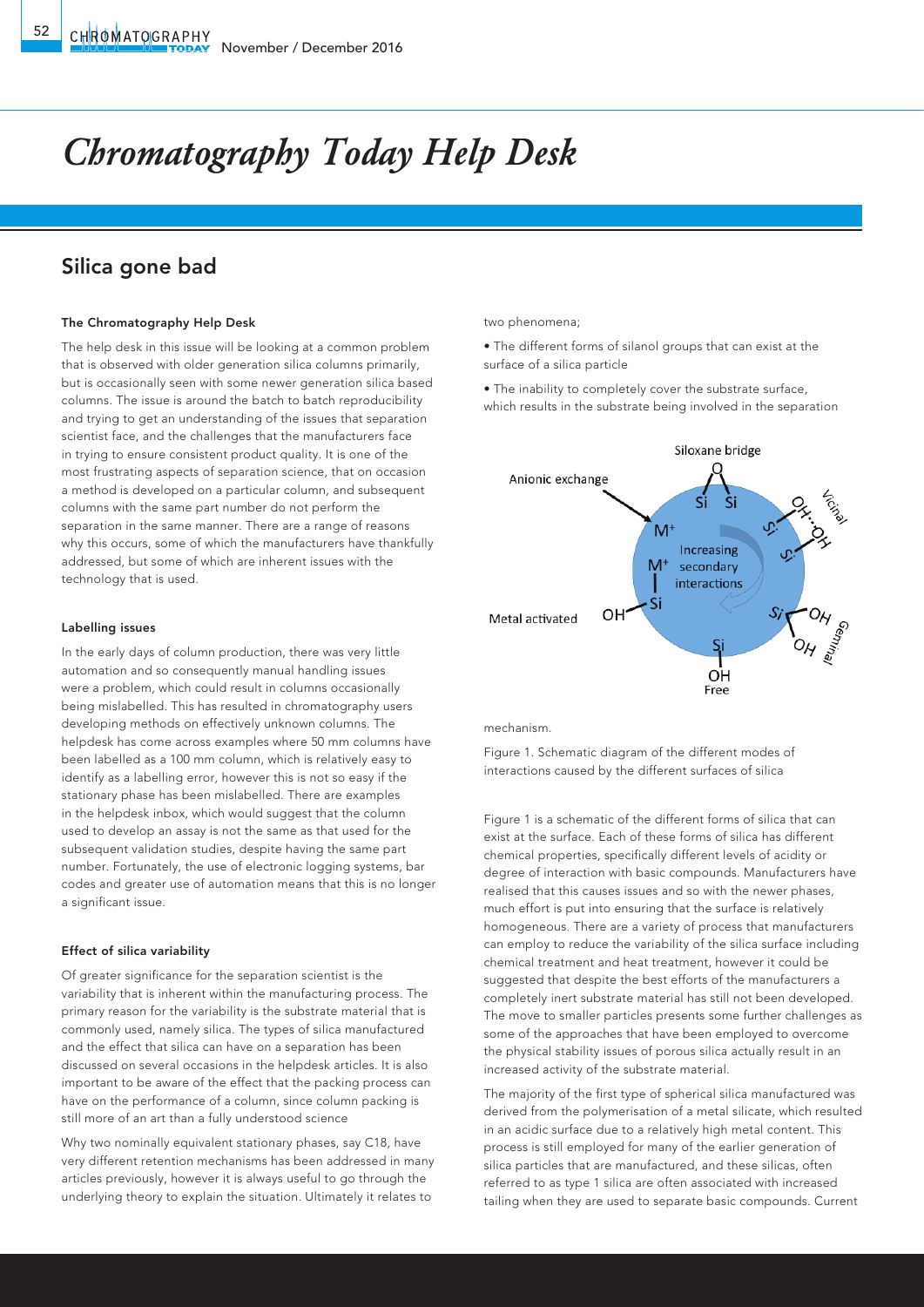# Chromatography Today Help Desk

## Silica gone bad

### The Chromatography Help Desk

The help desk in this issue will be looking at a common problem that is observed with older generation silica columns primarily, but is occasionally seen with some newer generation silica based columns. The issue is around the batch to batch reproducibility and trying to get an understanding of the issues that separation scientist face, and the challenges that the manufacturers face in trying to ensure consistent product quality. It is one of the most frustrating aspects of separation science, that on occasion a method is developed on a particular column, and subsequent columns with the same part number do not perform the separation in the same manner. There are a range of reasons why this occurs, some of which the manufacturers have thankfully addressed, but some of which are inherent issues with the technology that is used.

### Labelling issues

In the early days of column production, there was very little automation and so consequently manual handling issues were a problem, which could result in columns occasionally being mislabelled. This has resulted in chromatography users developing methods on effectively unknown columns. The helpdesk has come across examples where 50 mm columns have been labelled as a 100 mm column, which is relatively easy to identify as a labelling error, however this is not so easy if the stationary phase has been mislabelled. There are examples in the helpdesk inbox, which would suggest that the column used to develop an assay is not the same as that used for the subsequent validation studies, despite having the same part number. Fortunately, the use of electronic logging systems, bar codes and greater use of automation means that this is no longer a significant issue.

### Effect of silica variability

Of greater significance for the separation scientist is the variability that is inherent within the manufacturing process. The primary reason for the variability is the substrate material that is commonly used, namely silica. The types of silica manufactured and the effect that silica can have on a separation has been discussed on several occasions in the helpdesk articles. It is also important to be aware of the effect that the packing process can have on the performance of a column, since column packing is still more of an art than a fully understood science

Why two nominally equivalent stationary phases, say C18, have very different retention mechanisms has been addressed in many articles previously, however it is always useful to go through the underlying theory to explain the situation. Ultimately it relates to two phenomena;

- The different forms of silanol groups that can exist at the surface of a silica particle
- The inability to completely cover the substrate surface, which results in the substrate being involved in the separation mechanism.

Figure 1. Schematic diagram of the different modes of interactions caused by the different surfaces of silica

Figure 1 is a schematic of the different forms of silica that can exist at the surface. Each of these forms of silica has different chemical properties, specifically different levels of acidity or degree of interaction with basic compounds. Manufacturers have realised that this causes issues and so with the newer phases, much effort is put into ensuring that the surface is relatively homogeneous. There are a variety of process that manufacturers can employ to reduce the variability of the silica surface including chemical treatment and heat treatment, however it could be suggested that despite the best efforts of the manufacturers a completely inert substrate material has still not been developed. The move to smaller particles presents some further challenges as some of the approaches that have been employed to overcome the physical stability issues of porous silica actually result in an increased activity of the substrate material.

The majority of the first type of spherical silica manufactured was derived from the polymerisation of a metal silicate, which resulted in an acidic surface due to a relatively high metal content. This process is still employed for many of the earlier generation of silica particles that are manufactured, and these silicas, often referred to as type 1 silica are often associated with increased tailing when they are used to separate basic compounds. Current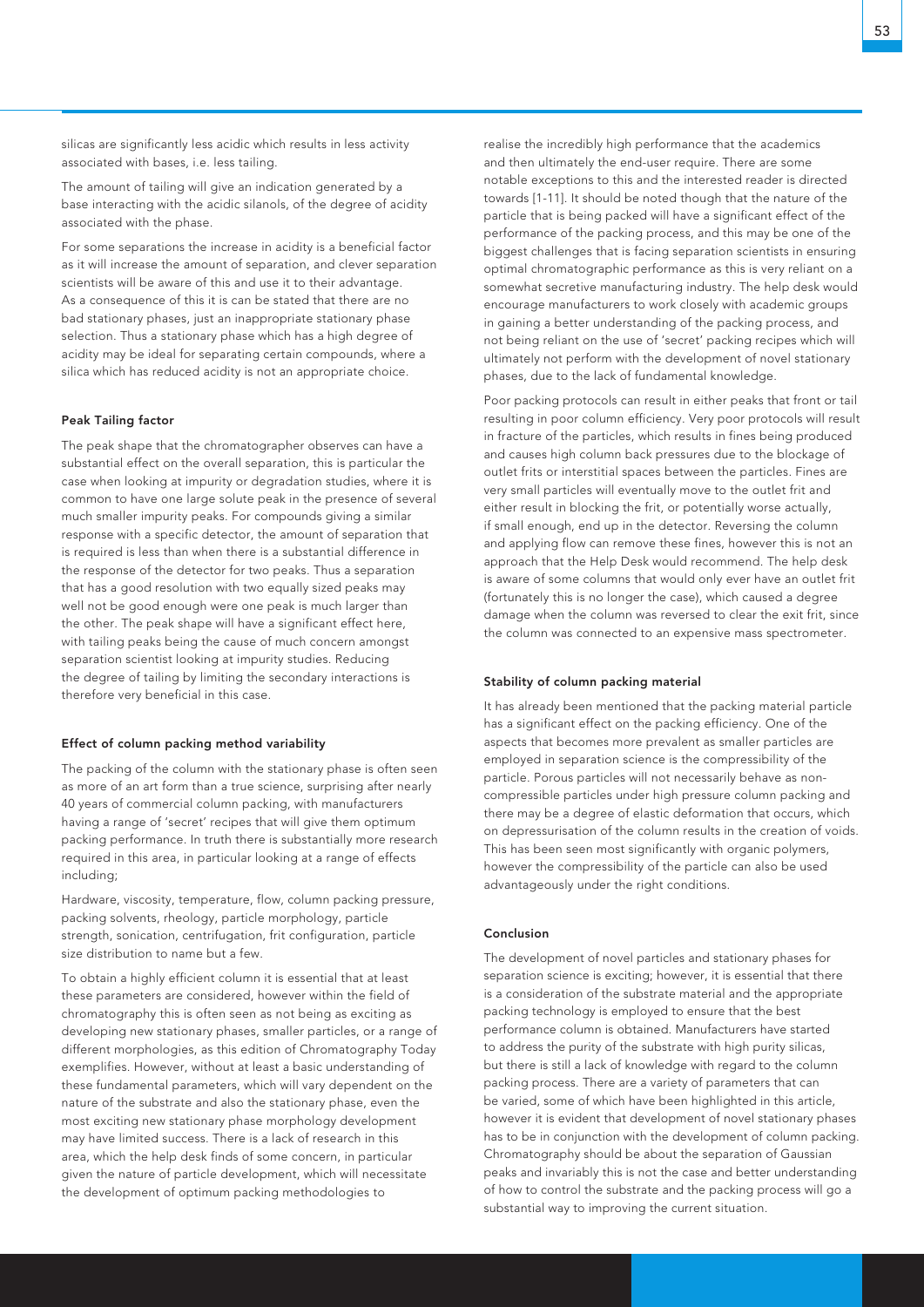silicas are significantly less acidic which results in less activity associated with bases, i.e. less tailing.

The amount of tailing will give an indication generated by a base interacting with the acidic silanols, of the degree of acidity associated with the phase.

For some separations the increase in acidity is a beneficial factor as it will increase the amount of separation, and clever separation scientists will be aware of this and use it to their advantage. As a consequence of this it is can be stated that there are no bad stationary phases, just an inappropriate stationary phase selection. Thus a stationary phase which has a high degree of acidity may be ideal for separating certain compounds, where a silica which has reduced acidity is not an appropriate choice.

#### Peak Tailing factor

The peak shape that the chromatographer observes can have a substantial effect on the overall separation, this is particular the case when looking at impurity or degradation studies, where it is common to have one large solute peak in the presence of several much smaller impurity peaks. For compounds giving a similar response with a specific detector, the amount of separation that is required is less than when there is a substantial difference in the response of the detector for two peaks. Thus a separation that has a good resolution with two equally sized peaks may well not be good enough were one peak is much larger than the other. The peak shape will have a significant effect here, with tailing peaks being the cause of much concern amongst separation scientist looking at impurity studies. Reducing the degree of tailing by limiting the secondary interactions is therefore very beneficial in this case.

#### Effect of column packing method variability

The packing of the column with the stationary phase is often seen as more of an art form than a true science, surprising after nearly 40 years of commercial column packing, with manufacturers having a range of 'secret' recipes that will give them optimum packing performance. In truth there is substantially more research required in this area, in particular looking at a range of effects including;

Hardware, viscosity, temperature, flow, column packing pressure, packing solvents, rheology, particle morphology, particle strength, sonication, centrifugation, frit configuration, particle size distribution to name but a few.

To obtain a highly efficient column it is essential that at least these parameters are considered, however within the field of chromatography this is often seen as not being as exciting as developing new stationary phases, smaller particles, or a range of different morphologies, as this edition of Chromatography Today exemplifies. However, without at least a basic understanding of these fundamental parameters, which will vary dependent on the nature of the substrate and also the stationary phase, even the most exciting new stationary phase morphology development may have limited success. There is a lack of research in this area, which the help desk finds of some concern, in particular given the nature of particle development, which will necessitate the development of optimum packing methodologies to realise the incredibly high performance that the academics and then ultimately the end-user require. There are some notable exceptions to this and the interested reader is directed towards [1-11]. It should be noted though that the nature of the particle that is being packed will have a significant effect of the performance of the packing process, and this may be one of the biggest challenges that is facing separation scientists in ensuring optimal chromatographic performance as this is very reliant on a somewhat secretive manufacturing industry. The help desk would encourage manufacturers to work closely with academic groups in gaining a better understanding of the packing process, and not being reliant on the use of 'secret' packing recipes which will ultimately not perform with the development of novel stationary phases, due to the lack of fundamental knowledge.

Poor packing protocols can result in either peaks that front or tail resulting in poor column efficiency. Very poor protocols will result in fracture of the particles, which results in fines being produced and causes high column back pressures due to the blockage of outlet frits or interstitial spaces between the particles. Fines are very small particles will eventually move to the outlet frit and either result in blocking the frit, or potentially worse actually, if small enough, end up in the detector. Reversing the column and applying flow can remove these fines, however this is not an approach that the Help Desk would recommend. The help desk is aware of some columns that would only ever have an outlet frit (fortunately this is no longer the case), which caused a degree damage when the column was reversed to clear the exit frit, since the column was connected to an expensive mass spectrometer.

#### Stability of column packing material

It has already been mentioned that the packing material particle has a significant effect on the packing efficiency. One of the aspects that becomes more prevalent as smaller particles are employed in separation science is the compressibility of the particle. Porous particles will not necessarily behave as non-compressible particles under high pressure column packing and there may be a degree of elastic deformation that occurs, which on depressurisation of the column results in the creation of voids. This has been seen most significantly with organic polymers, however the compressibility of the particle can also be used advantageously under the right conditions.

#### Conclusion

The development of novel particles and stationary phases for separation science is exciting; however, it is essential that there is a consideration of the substrate material and the appropriate packing technology is employed to ensure that the best performance column is obtained. Manufacturers have started to address the purity of the substrate with high purity silicas, but there is still a lack of knowledge with regard to the column packing process. There are a variety of parameters that can be varied, some of which have been highlighted in this article, however it is evident that development of novel stationary phases has to be in conjunction with the development of column packing. Chromatography should be about the separation of Gaussian peaks and invariably this is not the case and better understanding of how to control the substrate and the packing process will go a substantial way to improving the current situation.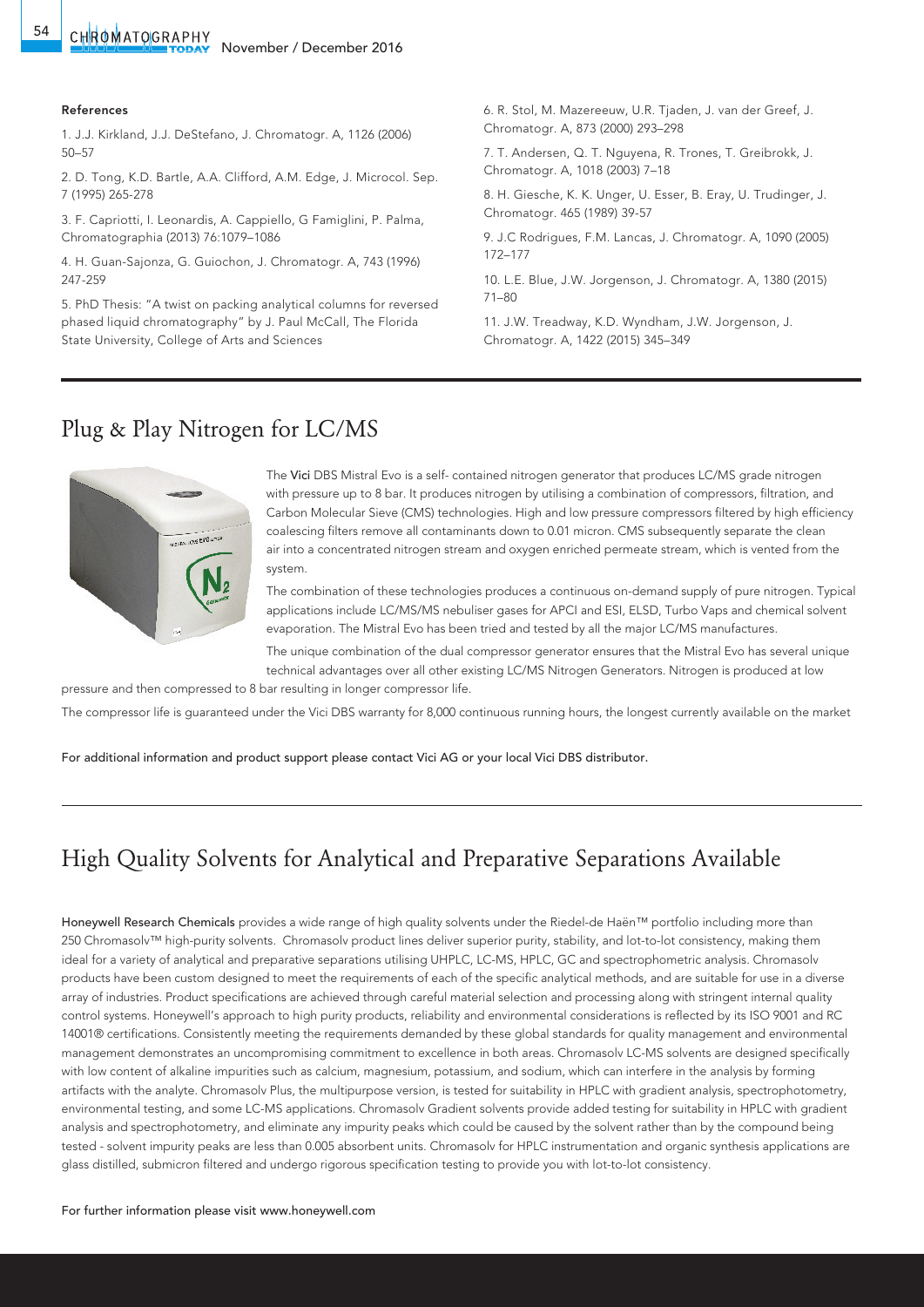### References

1. J.J. Kirkland, J.J. DeStefano, J. Chromatogr. A, 1126 (2006) 50–57

2. D. Tong, K.D. Bartle, A.A. Clifford, A.M. Edge, J. Microcol. Sep. 7 (1995) 265-278

3. F. Capriotti, I. Leonardis, A. Cappiello, G Famiglini, P. Palma, Chromatographia (2013) 76:1079–1086

4. H. Guan-Sajonza, G. Guiochon, J. Chromatogr. A, 743 (1996) 247-259

5. PhD Thesis: "A twist on packing analytical columns for reversed phased liquid chromatography" by J. Paul McCall, The Florida State University, College of Arts and Sciences

6. R. Stol, M. Mazereeuw, U.R. Tjaden, J. van der Greef, J. Chromatogr. A, 873 (2000) 293–298

7. T. Andersen, Q. T. Nguyena, R. Trones, T. Greibrokk, J. Chromatogr. A, 1018 (2003) 7–18

8. H. Giesche, K. K. Unger, U. Esser, B. Eray, U. Trudinger, J. Chromatogr. 465 (1989) 39-57

9. J.C Rodrigues, F.M. Lancas, J. Chromatogr. A, 1090 (2005) 172–177

10. L.E. Blue, J.W. Jorgenson, J. Chromatogr. A, 1380 (2015) 71–80

11. J.W. Treadway, K.D. Wyndham, J.W. Jorgenson, J. Chromatogr. A, 1422 (2015) 345–349

# Plug & Play Nitrogen for LC/MS

The **Vici** DBS Mistral Evo is a self- contained nitrogen generator that produces LC/MS grade nitrogen with pressure up to 8 bar. It produces nitrogen by utilising a combination of compressors, filtration, and Carbon Molecular Sieve (CMS) technologies. High and low pressure compressors filtered by high efficiency coalescing filters remove all contaminants down to 0.01 micron. CMS subsequently separate the clean air into a concentrated nitrogen stream and oxygen enriched permeate stream, which is vented from the system.

The combination of these technologies produces a continuous on-demand supply of pure nitrogen. Typical applications include LC/MS/MS nebuliser gases for APCI and ESI, ELSD, Turbo Vaps and chemical solvent evaporation. The Mistral Evo has been tried and tested by all the major LC/MS manufactures.

The unique combination of the dual compressor generator ensures that the Mistral Evo has several unique technical advantages over all other existing LC/MS Nitrogen Generators. Nitrogen is produced at low pressure and then compressed to 8 bar resulting in longer compressor life.

The compressor life is guaranteed under the Vici DBS warranty for 8,000 continuous running hours, the longest currently available on the market

For additional information and product support please contact Vici AG or your local Vici DBS distributor.

# High Quality Solvents for Analytical and Preparative Separations Available

**Honeywell Research Chemicals** provides a wide range of high quality solvents under the Riedel-de Haën™ portfolio including more than 250 Chromasolv™ high-purity solvents. Chromasolv product lines deliver superior purity, stability, and lot-to-lot consistency, making them ideal for a variety of analytical and preparative separations utilising UHPLC, LC-MS, HPLC, GC and spectrophometric analysis. Chromasolv products have been custom designed to meet the requirements of each of the specific analytical methods, and are suitable for use in a diverse array of industries. Product specifications are achieved through careful material selection and processing along with stringent internal quality control systems. Honeywell's approach to high purity products, reliability and environmental considerations is reflected by its ISO 9001 and RC 14001® certifications. Consistently meeting the requirements demanded by these global standards for quality management and environmental management demonstrates an uncompromising commitment to excellence in both areas. Chromasolv LC-MS solvents are designed specifically with low content of alkaline impurities such as calcium, magnesium, potassium, and sodium, which can interfere in the analysis by forming artifacts with the analyte. Chromasolv Plus, the multipurpose version, is tested for suitability in HPLC with gradient analysis, spectrophotometry, environmental testing, and some LC-MS applications. Chromasolv Gradient solvents provide added testing for suitability in HPLC with gradient analysis and spectrophotometry, and eliminate any impurity peaks which could be caused by the solvent rather than by the compound being tested - solvent impurity peaks are less than 0.005 absorbent units. Chromasolv for HPLC instrumentation and organic synthesis applications are glass distilled, submicron filtered and undergo rigorous specification testing to provide you with lot-to-lot consistency.

For further information please visit www.honeywell.com